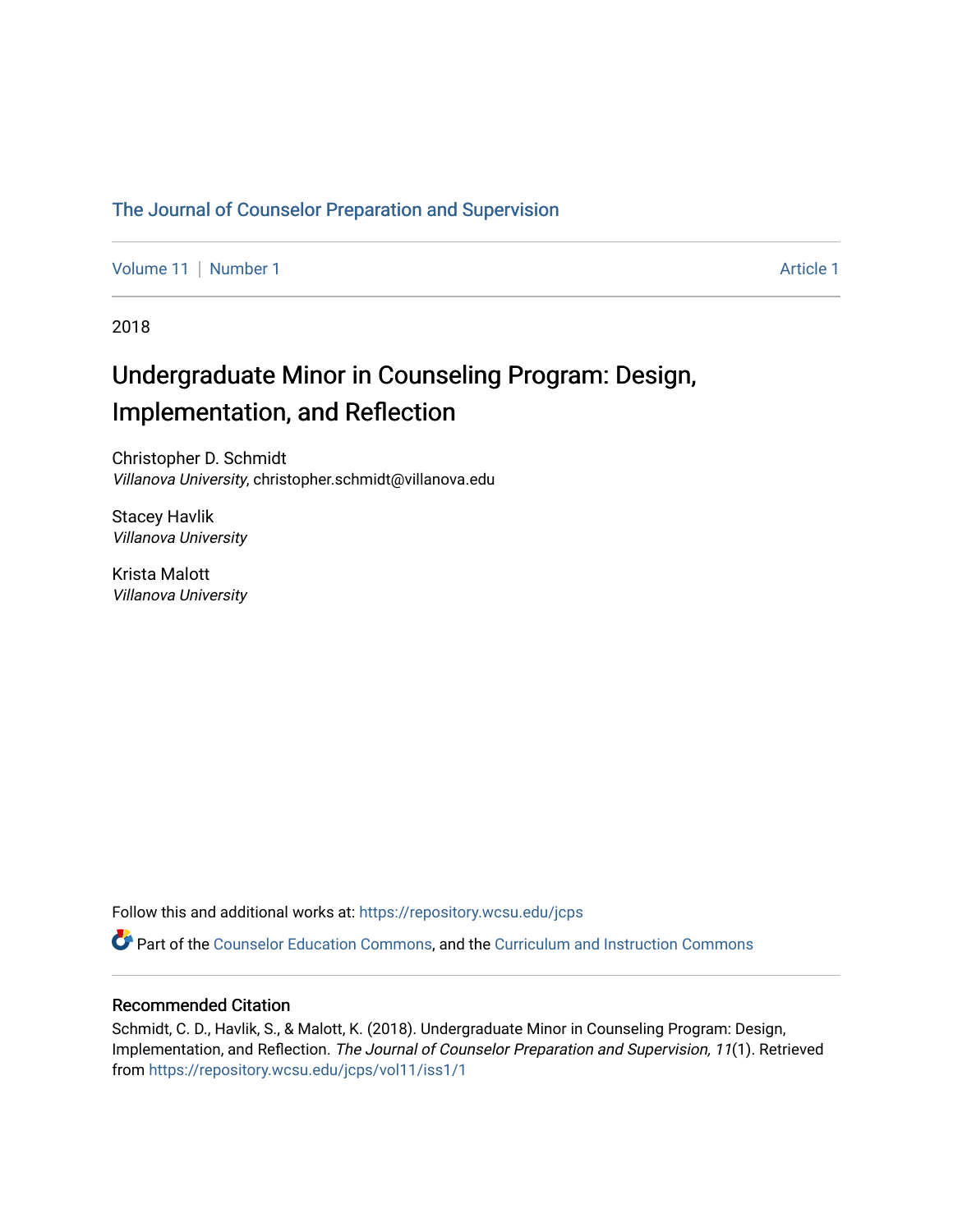The Journal of Counselor Preparation and Supervision

Volume 11 | Number 1 | Article 1

2018

# Undergraduate Minor in Counseling Program: Design, Implementation, and Reflection

Christopher D. Schmidt
*Villanova University*, christopher.schmidt@villanova.edu

Stacey Havlik
*Villanova University*

Krista Malott
*Villanova University*

Follow this and additional works at: https://repository.wcsu.edu/jcps

Part of the Counselor Education Commons, and the Curriculum and Instruction Commons

## Recommended Citation

Schmidt, C. D., Havlik, S., & Malott, K. (2018). Undergraduate Minor in Counseling Program: Design, Implementation, and Reflection. *The Journal of Counselor Preparation and Supervision, 11*(1). Retrieved from https://repository.wcsu.edu/jcps/vol11/iss1/1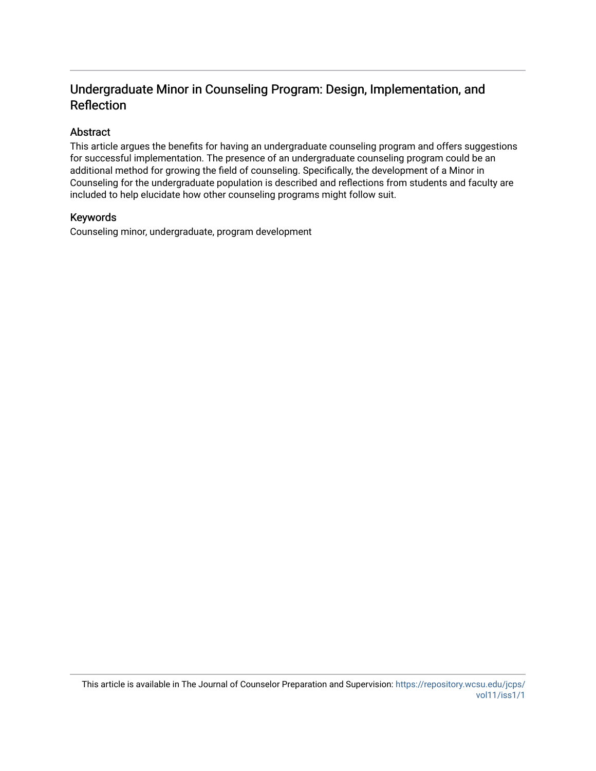# Undergraduate Minor in Counseling Program: Design, Implementation, and Reflection

## Abstract

This article argues the benefits for having an undergraduate counseling program and offers suggestions for successful implementation. The presence of an undergraduate counseling program could be an additional method for growing the field of counseling. Specifically, the development of a Minor in Counseling for the undergraduate population is described and reflections from students and faculty are included to help elucidate how other counseling programs might follow suit.

## Keywords

Counseling minor, undergraduate, program development

This article is available in The Journal of Counselor Preparation and Supervision: https://repository.wcsu.edu/jcps/vol11/iss1/1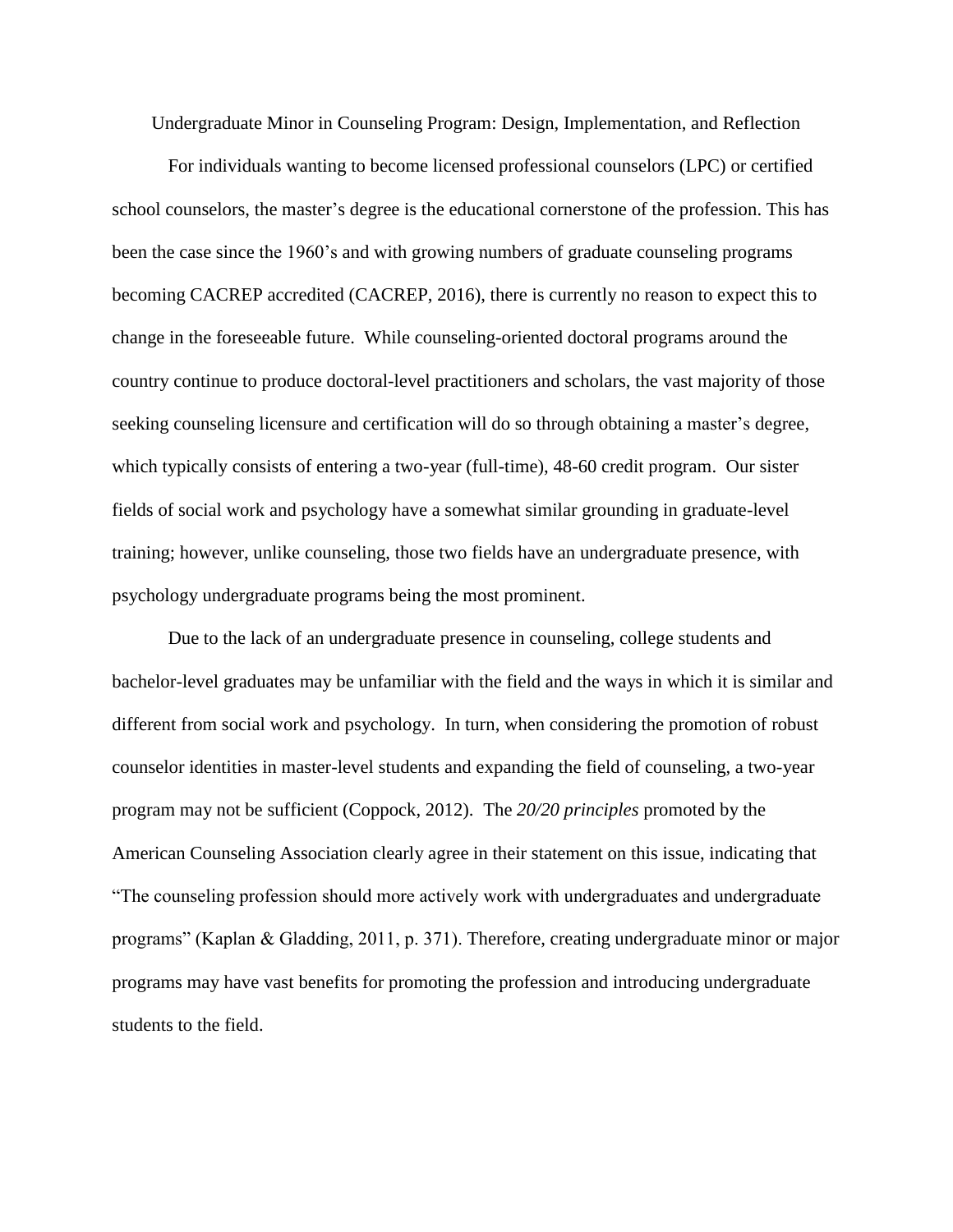# Undergraduate Minor in Counseling Program: Design, Implementation, and Reflection

For individuals wanting to become licensed professional counselors (LPC) or certified school counselors, the master's degree is the educational cornerstone of the profession. This has been the case since the 1960's and with growing numbers of graduate counseling programs becoming CACREP accredited (CACREP, 2016), there is currently no reason to expect this to change in the foreseeable future. While counseling-oriented doctoral programs around the country continue to produce doctoral-level practitioners and scholars, the vast majority of those seeking counseling licensure and certification will do so through obtaining a master's degree, which typically consists of entering a two-year (full-time), 48-60 credit program. Our sister fields of social work and psychology have a somewhat similar grounding in graduate-level training; however, unlike counseling, those two fields have an undergraduate presence, with psychology undergraduate programs being the most prominent.

Due to the lack of an undergraduate presence in counseling, college students and bachelor-level graduates may be unfamiliar with the field and the ways in which it is similar and different from social work and psychology. In turn, when considering the promotion of robust counselor identities in master-level students and expanding the field of counseling, a two-year program may not be sufficient (Coppock, 2012). The *20/20 principles* promoted by the American Counseling Association clearly agree in their statement on this issue, indicating that "The counseling profession should more actively work with undergraduates and undergraduate programs" (Kaplan & Gladding, 2011, p. 371). Therefore, creating undergraduate minor or major programs may have vast benefits for promoting the profession and introducing undergraduate students to the field.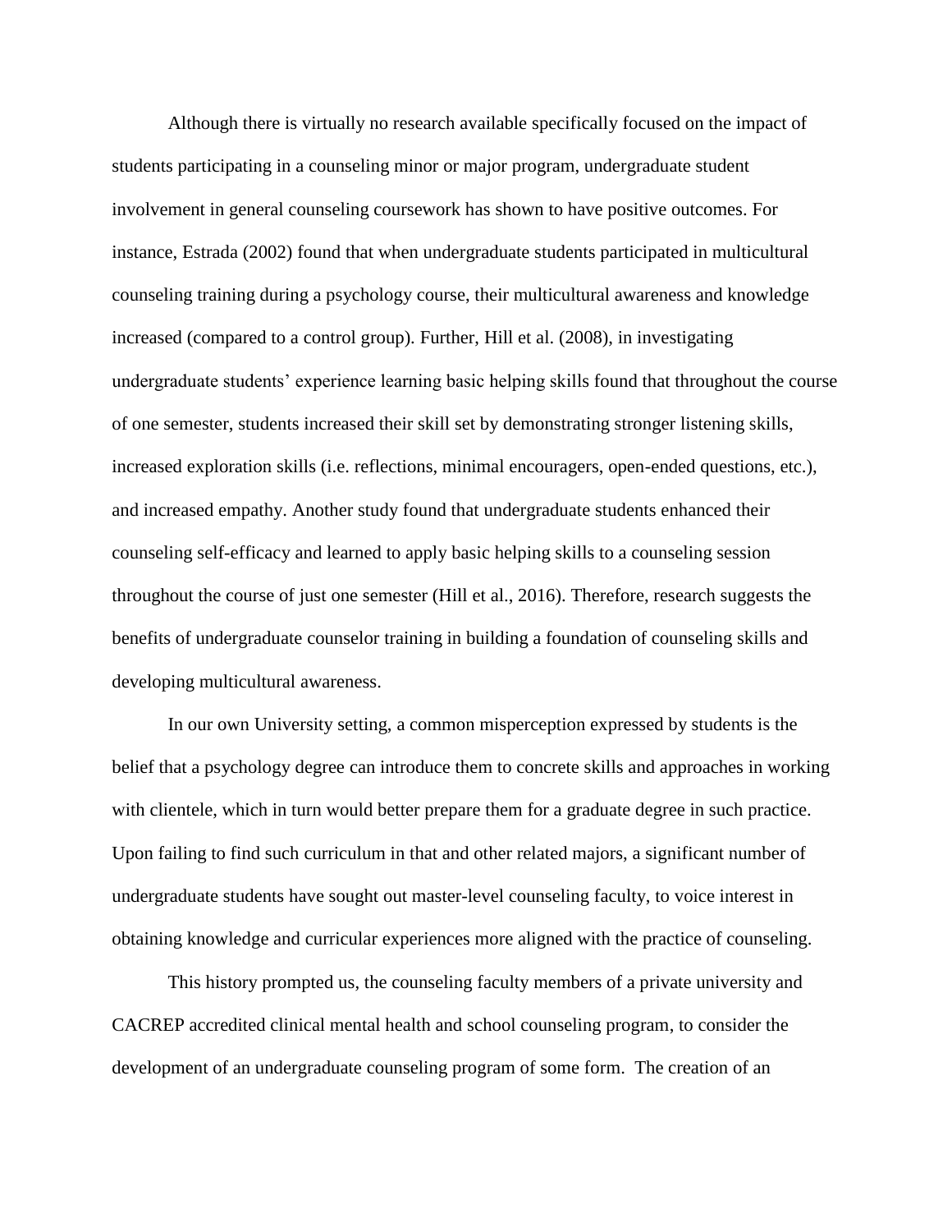Although there is virtually no research available specifically focused on the impact of students participating in a counseling minor or major program, undergraduate student involvement in general counseling coursework has shown to have positive outcomes. For instance, Estrada (2002) found that when undergraduate students participated in multicultural counseling training during a psychology course, their multicultural awareness and knowledge increased (compared to a control group). Further, Hill et al. (2008), in investigating undergraduate students' experience learning basic helping skills found that throughout the course of one semester, students increased their skill set by demonstrating stronger listening skills, increased exploration skills (i.e. reflections, minimal encouragers, open-ended questions, etc.), and increased empathy. Another study found that undergraduate students enhanced their counseling self-efficacy and learned to apply basic helping skills to a counseling session throughout the course of just one semester (Hill et al., 2016). Therefore, research suggests the benefits of undergraduate counselor training in building a foundation of counseling skills and developing multicultural awareness.

In our own University setting, a common misperception expressed by students is the belief that a psychology degree can introduce them to concrete skills and approaches in working with clientele, which in turn would better prepare them for a graduate degree in such practice. Upon failing to find such curriculum in that and other related majors, a significant number of undergraduate students have sought out master-level counseling faculty, to voice interest in obtaining knowledge and curricular experiences more aligned with the practice of counseling.

This history prompted us, the counseling faculty members of a private university and CACREP accredited clinical mental health and school counseling program, to consider the development of an undergraduate counseling program of some form. The creation of an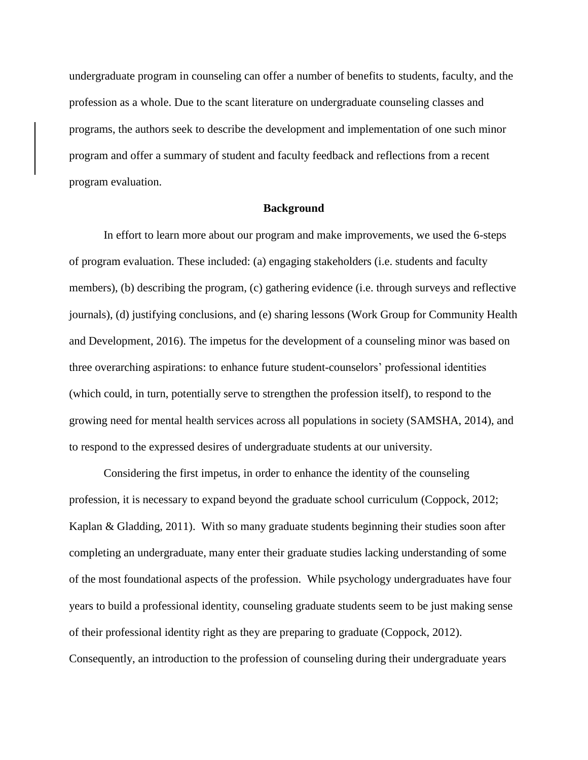undergraduate program in counseling can offer a number of benefits to students, faculty, and the profession as a whole. Due to the scant literature on undergraduate counseling classes and programs, the authors seek to describe the development and implementation of one such minor program and offer a summary of student and faculty feedback and reflections from a recent program evaluation.

## Background

In effort to learn more about our program and make improvements, we used the 6-steps of program evaluation. These included: (a) engaging stakeholders (i.e. students and faculty members), (b) describing the program, (c) gathering evidence (i.e. through surveys and reflective journals), (d) justifying conclusions, and (e) sharing lessons (Work Group for Community Health and Development, 2016). The impetus for the development of a counseling minor was based on three overarching aspirations: to enhance future student-counselors' professional identities (which could, in turn, potentially serve to strengthen the profession itself), to respond to the growing need for mental health services across all populations in society (SAMSHA, 2014), and to respond to the expressed desires of undergraduate students at our university.

Considering the first impetus, in order to enhance the identity of the counseling profession, it is necessary to expand beyond the graduate school curriculum (Coppock, 2012; Kaplan & Gladding, 2011). With so many graduate students beginning their studies soon after completing an undergraduate, many enter their graduate studies lacking understanding of some of the most foundational aspects of the profession. While psychology undergraduates have four years to build a professional identity, counseling graduate students seem to be just making sense of their professional identity right as they are preparing to graduate (Coppock, 2012). Consequently, an introduction to the profession of counseling during their undergraduate years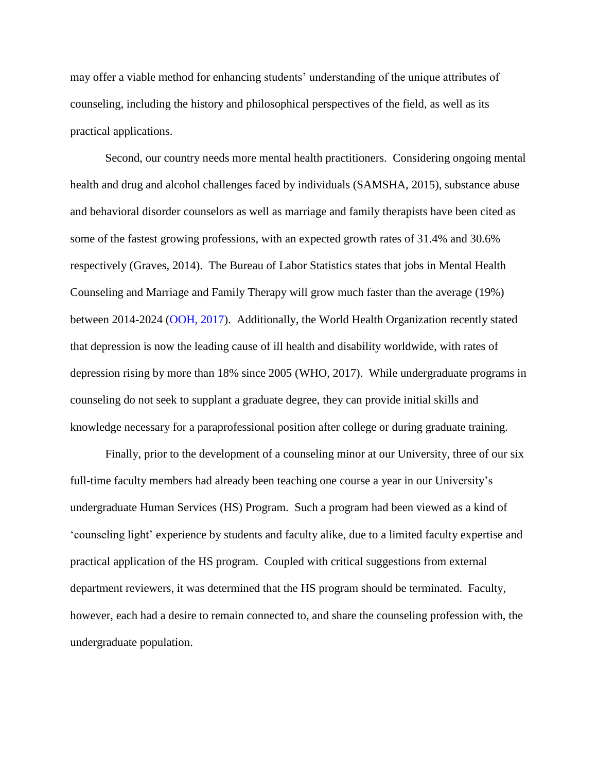may offer a viable method for enhancing students' understanding of the unique attributes of counseling, including the history and philosophical perspectives of the field, as well as its practical applications.

Second, our country needs more mental health practitioners. Considering ongoing mental health and drug and alcohol challenges faced by individuals (SAMSHA, 2015), substance abuse and behavioral disorder counselors as well as marriage and family therapists have been cited as some of the fastest growing professions, with an expected growth rates of 31.4% and 30.6% respectively (Graves, 2014). The Bureau of Labor Statistics states that jobs in Mental Health Counseling and Marriage and Family Therapy will grow much faster than the average (19%) between 2014-2024 (OOH, 2017). Additionally, the World Health Organization recently stated that depression is now the leading cause of ill health and disability worldwide, with rates of depression rising by more than 18% since 2005 (WHO, 2017). While undergraduate programs in counseling do not seek to supplant a graduate degree, they can provide initial skills and knowledge necessary for a paraprofessional position after college or during graduate training.

Finally, prior to the development of a counseling minor at our University, three of our six full-time faculty members had already been teaching one course a year in our University's undergraduate Human Services (HS) Program. Such a program had been viewed as a kind of 'counseling light' experience by students and faculty alike, due to a limited faculty expertise and practical application of the HS program. Coupled with critical suggestions from external department reviewers, it was determined that the HS program should be terminated. Faculty, however, each had a desire to remain connected to, and share the counseling profession with, the undergraduate population.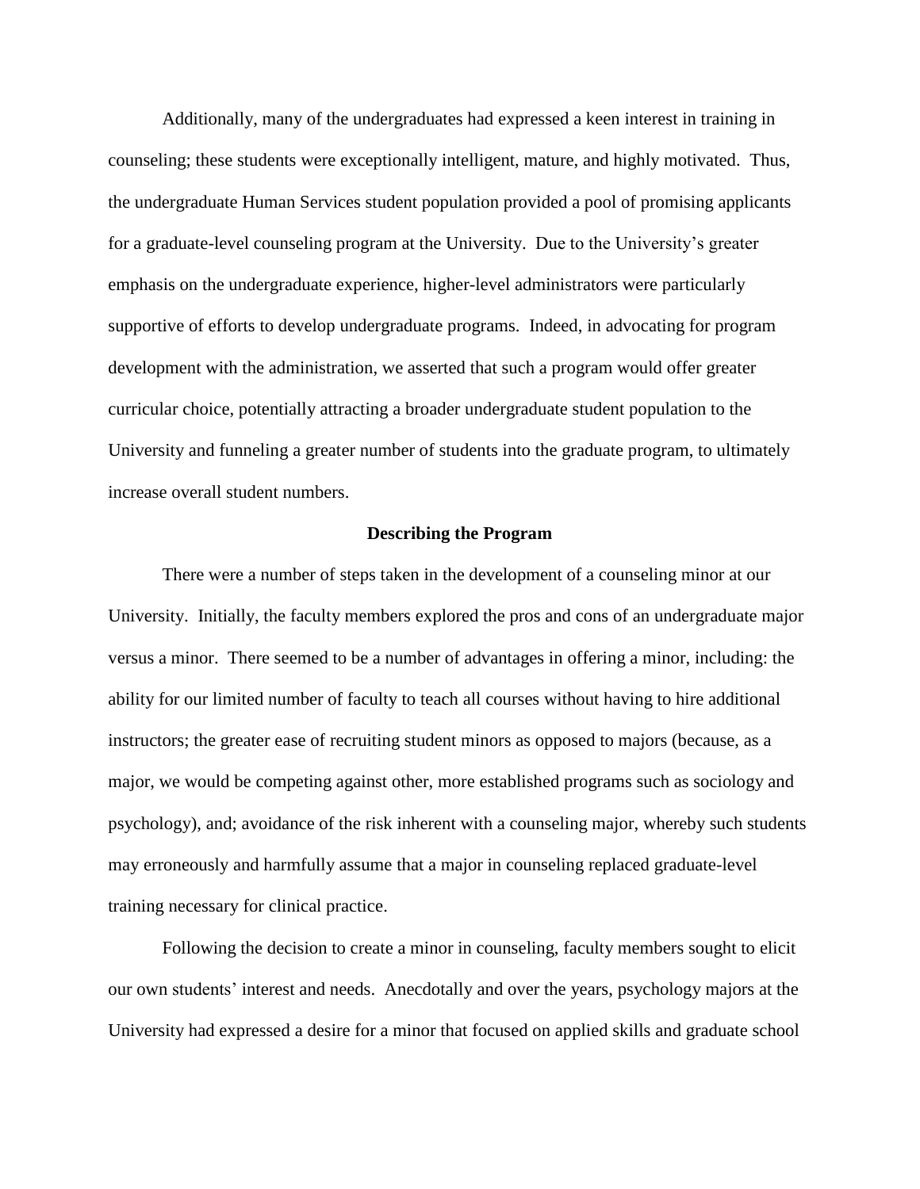Additionally, many of the undergraduates had expressed a keen interest in training in counseling; these students were exceptionally intelligent, mature, and highly motivated. Thus, the undergraduate Human Services student population provided a pool of promising applicants for a graduate-level counseling program at the University. Due to the University's greater emphasis on the undergraduate experience, higher-level administrators were particularly supportive of efforts to develop undergraduate programs. Indeed, in advocating for program development with the administration, we asserted that such a program would offer greater curricular choice, potentially attracting a broader undergraduate student population to the University and funneling a greater number of students into the graduate program, to ultimately increase overall student numbers.

## Describing the Program

There were a number of steps taken in the development of a counseling minor at our University. Initially, the faculty members explored the pros and cons of an undergraduate major versus a minor. There seemed to be a number of advantages in offering a minor, including: the ability for our limited number of faculty to teach all courses without having to hire additional instructors; the greater ease of recruiting student minors as opposed to majors (because, as a major, we would be competing against other, more established programs such as sociology and psychology), and; avoidance of the risk inherent with a counseling major, whereby such students may erroneously and harmfully assume that a major in counseling replaced graduate-level training necessary for clinical practice.

Following the decision to create a minor in counseling, faculty members sought to elicit our own students' interest and needs. Anecdotally and over the years, psychology majors at the University had expressed a desire for a minor that focused on applied skills and graduate school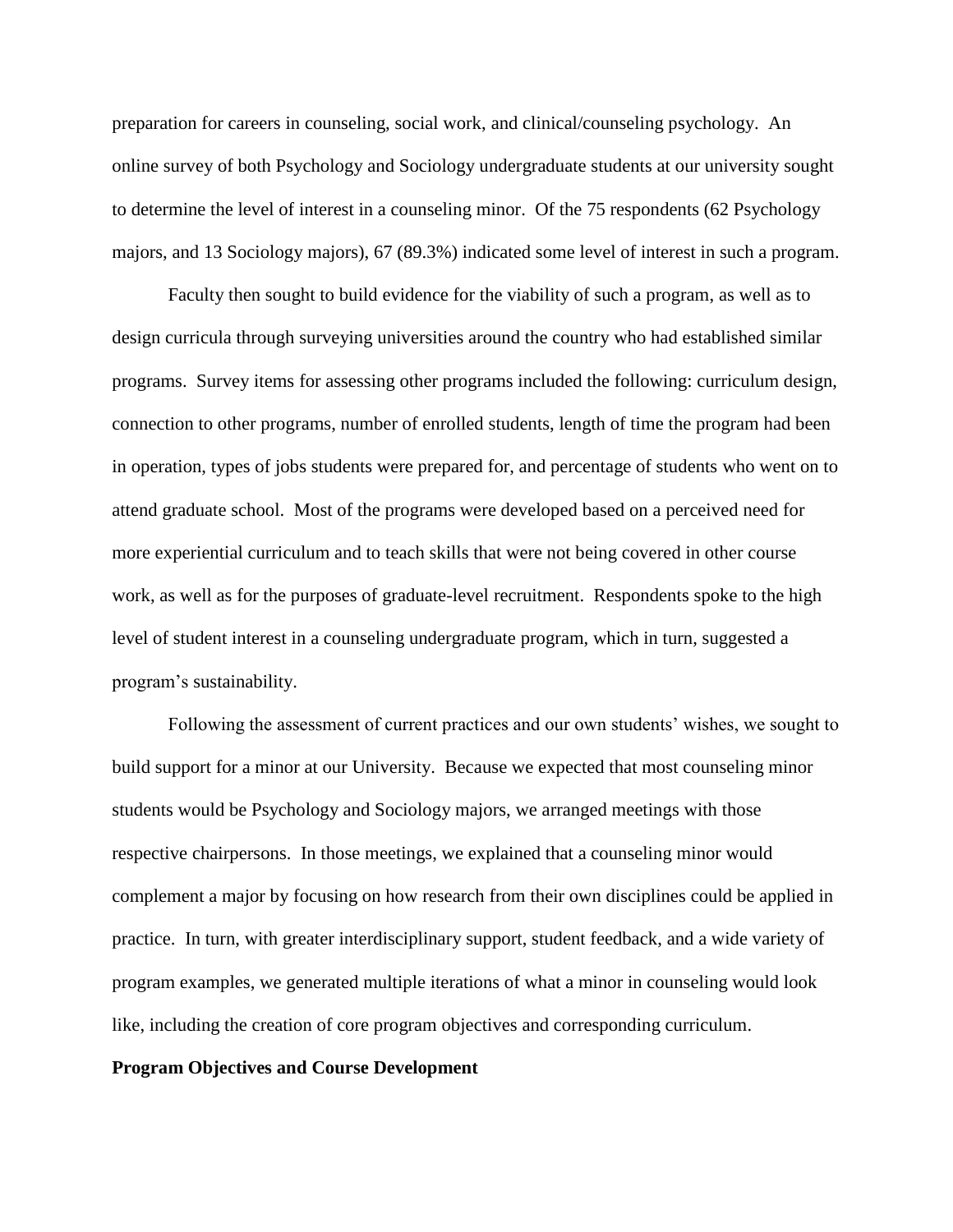preparation for careers in counseling, social work, and clinical/counseling psychology. An online survey of both Psychology and Sociology undergraduate students at our university sought to determine the level of interest in a counseling minor. Of the 75 respondents (62 Psychology majors, and 13 Sociology majors), 67 (89.3%) indicated some level of interest in such a program.

Faculty then sought to build evidence for the viability of such a program, as well as to design curricula through surveying universities around the country who had established similar programs. Survey items for assessing other programs included the following: curriculum design, connection to other programs, number of enrolled students, length of time the program had been in operation, types of jobs students were prepared for, and percentage of students who went on to attend graduate school. Most of the programs were developed based on a perceived need for more experiential curriculum and to teach skills that were not being covered in other course work, as well as for the purposes of graduate-level recruitment. Respondents spoke to the high level of student interest in a counseling undergraduate program, which in turn, suggested a program's sustainability.

Following the assessment of current practices and our own students' wishes, we sought to build support for a minor at our University. Because we expected that most counseling minor students would be Psychology and Sociology majors, we arranged meetings with those respective chairpersons. In those meetings, we explained that a counseling minor would complement a major by focusing on how research from their own disciplines could be applied in practice. In turn, with greater interdisciplinary support, student feedback, and a wide variety of program examples, we generated multiple iterations of what a minor in counseling would look like, including the creation of core program objectives and corresponding curriculum.

**Program Objectives and Course Development**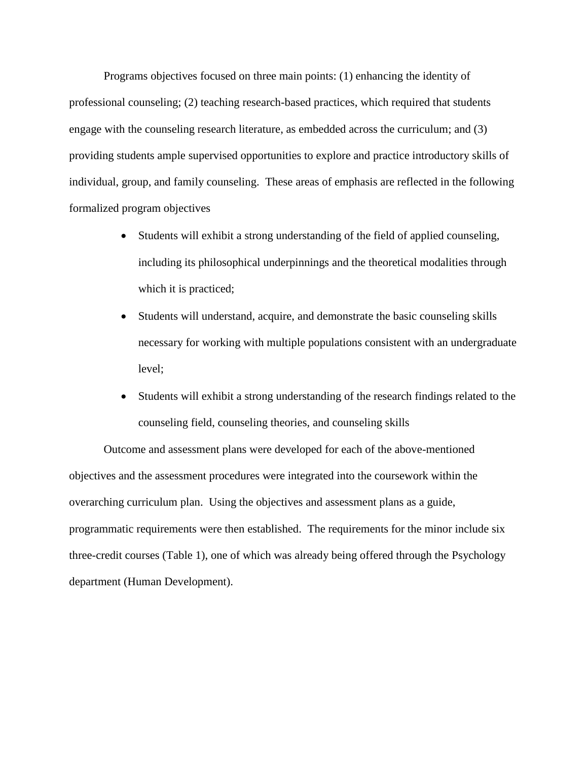Programs objectives focused on three main points: (1) enhancing the identity of professional counseling; (2) teaching research-based practices, which required that students engage with the counseling research literature, as embedded across the curriculum; and (3) providing students ample supervised opportunities to explore and practice introductory skills of individual, group, and family counseling. These areas of emphasis are reflected in the following formalized program objectives

- Students will exhibit a strong understanding of the field of applied counseling, including its philosophical underpinnings and the theoretical modalities through which it is practiced;
- Students will understand, acquire, and demonstrate the basic counseling skills necessary for working with multiple populations consistent with an undergraduate level;
- Students will exhibit a strong understanding of the research findings related to the counseling field, counseling theories, and counseling skills

Outcome and assessment plans were developed for each of the above-mentioned objectives and the assessment procedures were integrated into the coursework within the overarching curriculum plan. Using the objectives and assessment plans as a guide, programmatic requirements were then established. The requirements for the minor include six three-credit courses (Table 1), one of which was already being offered through the Psychology department (Human Development).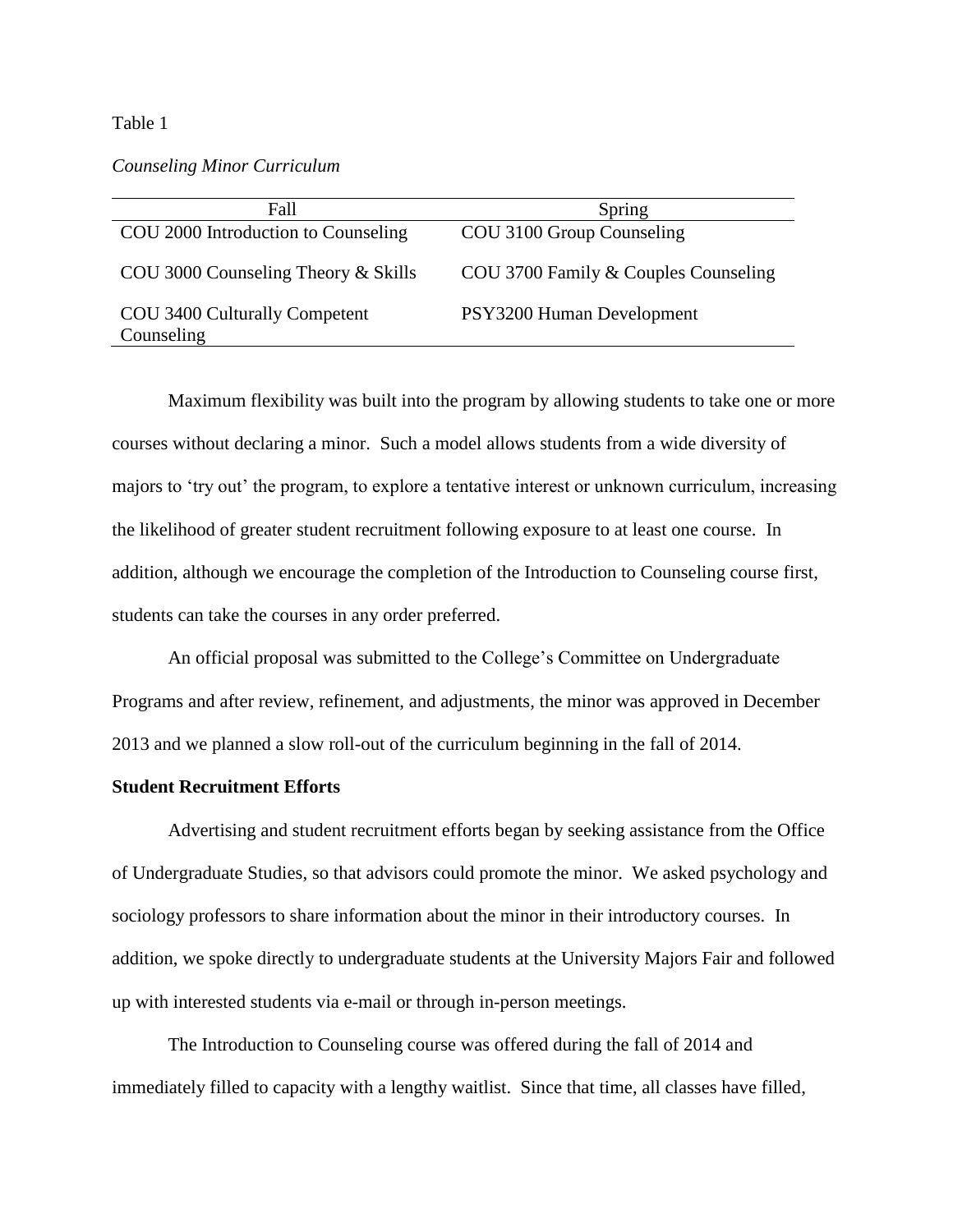Table 1

*Counseling Minor Curriculum*

| Fall | Spring |
|---|---|
| COU 2000 Introduction to Counseling | COU 3100 Group Counseling |
| COU 3000 Counseling Theory & Skills | COU 3700 Family & Couples Counseling |
| COU 3400 Culturally Competent Counseling | PSY3200 Human Development |

Maximum flexibility was built into the program by allowing students to take one or more courses without declaring a minor. Such a model allows students from a wide diversity of majors to 'try out' the program, to explore a tentative interest or unknown curriculum, increasing the likelihood of greater student recruitment following exposure to at least one course. In addition, although we encourage the completion of the Introduction to Counseling course first, students can take the courses in any order preferred.

An official proposal was submitted to the College's Committee on Undergraduate Programs and after review, refinement, and adjustments, the minor was approved in December 2013 and we planned a slow roll-out of the curriculum beginning in the fall of 2014.

**Student Recruitment Efforts**

Advertising and student recruitment efforts began by seeking assistance from the Office of Undergraduate Studies, so that advisors could promote the minor. We asked psychology and sociology professors to share information about the minor in their introductory courses. In addition, we spoke directly to undergraduate students at the University Majors Fair and followed up with interested students via e-mail or through in-person meetings.

The Introduction to Counseling course was offered during the fall of 2014 and immediately filled to capacity with a lengthy waitlist. Since that time, all classes have filled,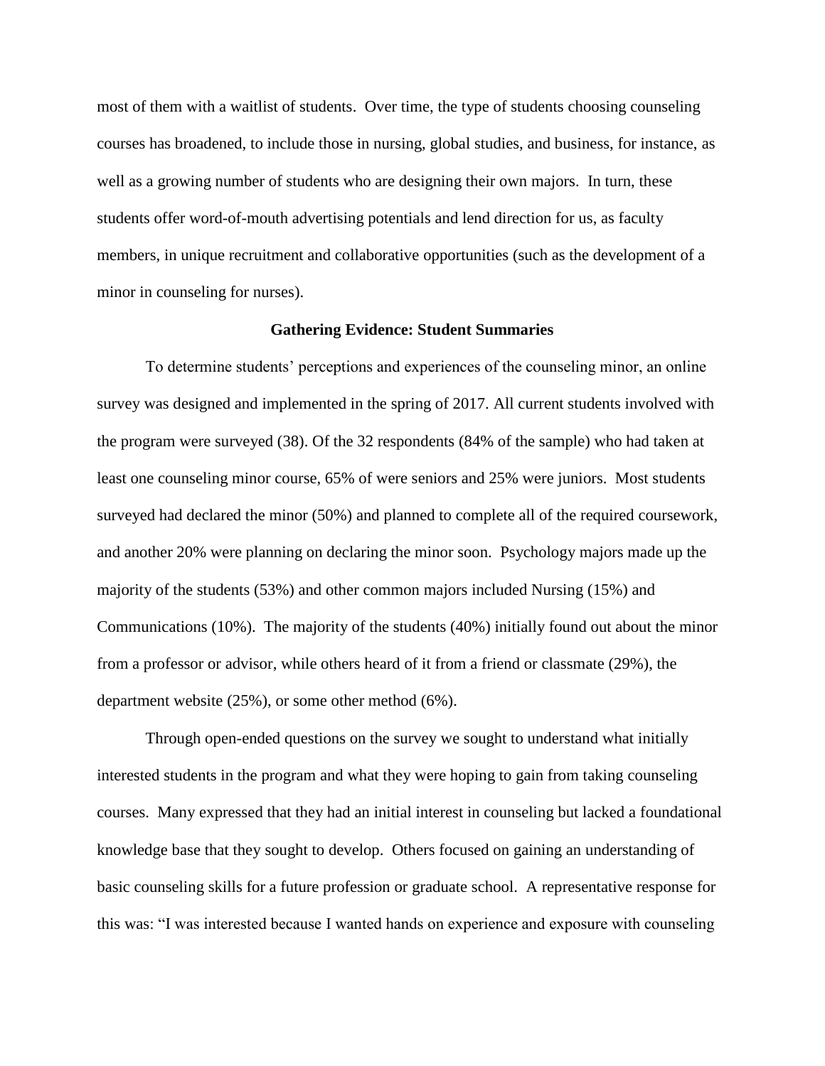most of them with a waitlist of students. Over time, the type of students choosing counseling courses has broadened, to include those in nursing, global studies, and business, for instance, as well as a growing number of students who are designing their own majors. In turn, these students offer word-of-mouth advertising potentials and lend direction for us, as faculty members, in unique recruitment and collaborative opportunities (such as the development of a minor in counseling for nurses).

## Gathering Evidence: Student Summaries

To determine students' perceptions and experiences of the counseling minor, an online survey was designed and implemented in the spring of 2017. All current students involved with the program were surveyed (38). Of the 32 respondents (84% of the sample) who had taken at least one counseling minor course, 65% of were seniors and 25% were juniors. Most students surveyed had declared the minor (50%) and planned to complete all of the required coursework, and another 20% were planning on declaring the minor soon. Psychology majors made up the majority of the students (53%) and other common majors included Nursing (15%) and Communications (10%). The majority of the students (40%) initially found out about the minor from a professor or advisor, while others heard of it from a friend or classmate (29%), the department website (25%), or some other method (6%).

Through open-ended questions on the survey we sought to understand what initially interested students in the program and what they were hoping to gain from taking counseling courses. Many expressed that they had an initial interest in counseling but lacked a foundational knowledge base that they sought to develop. Others focused on gaining an understanding of basic counseling skills for a future profession or graduate school. A representative response for this was: "I was interested because I wanted hands on experience and exposure with counseling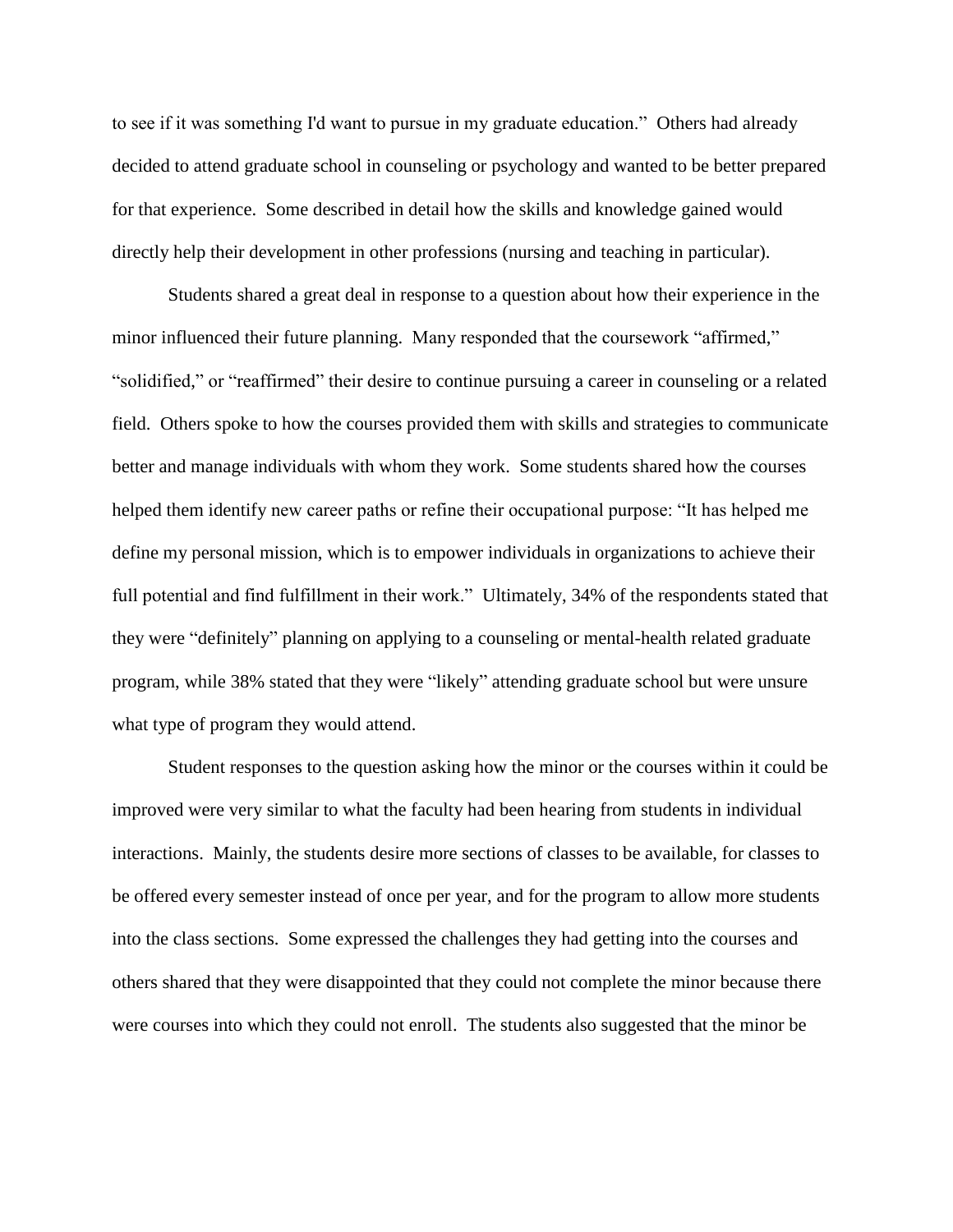to see if it was something I'd want to pursue in my graduate education." Others had already decided to attend graduate school in counseling or psychology and wanted to be better prepared for that experience. Some described in detail how the skills and knowledge gained would directly help their development in other professions (nursing and teaching in particular).

Students shared a great deal in response to a question about how their experience in the minor influenced their future planning. Many responded that the coursework "affirmed," "solidified," or "reaffirmed" their desire to continue pursuing a career in counseling or a related field. Others spoke to how the courses provided them with skills and strategies to communicate better and manage individuals with whom they work. Some students shared how the courses helped them identify new career paths or refine their occupational purpose: "It has helped me define my personal mission, which is to empower individuals in organizations to achieve their full potential and find fulfillment in their work." Ultimately, 34% of the respondents stated that they were "definitely" planning on applying to a counseling or mental-health related graduate program, while 38% stated that they were "likely" attending graduate school but were unsure what type of program they would attend.

Student responses to the question asking how the minor or the courses within it could be improved were very similar to what the faculty had been hearing from students in individual interactions. Mainly, the students desire more sections of classes to be available, for classes to be offered every semester instead of once per year, and for the program to allow more students into the class sections. Some expressed the challenges they had getting into the courses and others shared that they were disappointed that they could not complete the minor because there were courses into which they could not enroll. The students also suggested that the minor be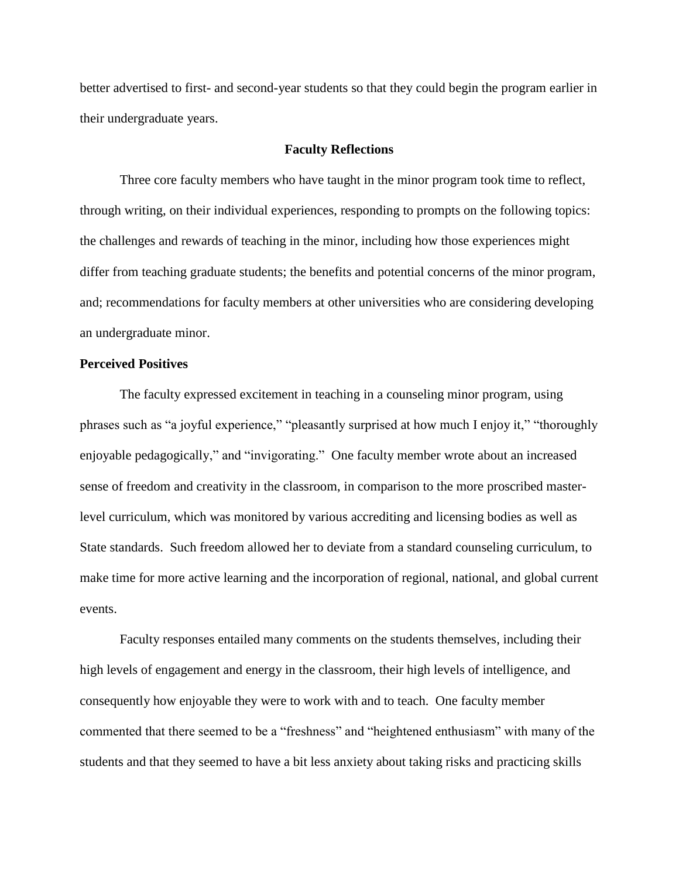better advertised to first- and second-year students so that they could begin the program earlier in their undergraduate years.

## Faculty Reflections

Three core faculty members who have taught in the minor program took time to reflect, through writing, on their individual experiences, responding to prompts on the following topics: the challenges and rewards of teaching in the minor, including how those experiences might differ from teaching graduate students; the benefits and potential concerns of the minor program, and; recommendations for faculty members at other universities who are considering developing an undergraduate minor.

### Perceived Positives

The faculty expressed excitement in teaching in a counseling minor program, using phrases such as "a joyful experience," "pleasantly surprised at how much I enjoy it," "thoroughly enjoyable pedagogically," and "invigorating." One faculty member wrote about an increased sense of freedom and creativity in the classroom, in comparison to the more proscribed master-level curriculum, which was monitored by various accrediting and licensing bodies as well as State standards. Such freedom allowed her to deviate from a standard counseling curriculum, to make time for more active learning and the incorporation of regional, national, and global current events.

Faculty responses entailed many comments on the students themselves, including their high levels of engagement and energy in the classroom, their high levels of intelligence, and consequently how enjoyable they were to work with and to teach. One faculty member commented that there seemed to be a "freshness" and "heightened enthusiasm" with many of the students and that they seemed to have a bit less anxiety about taking risks and practicing skills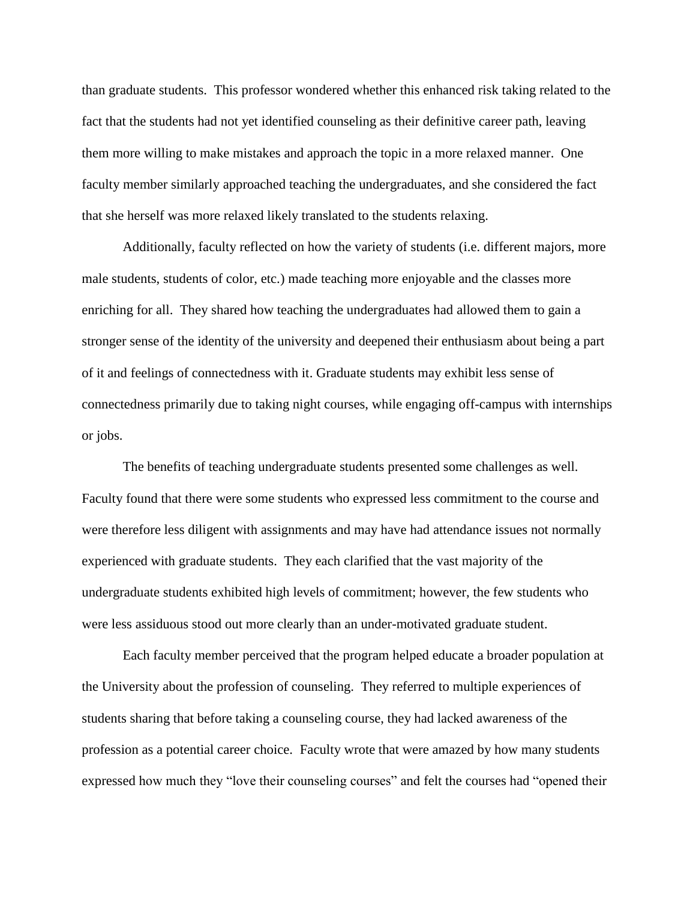than graduate students. This professor wondered whether this enhanced risk taking related to the fact that the students had not yet identified counseling as their definitive career path, leaving them more willing to make mistakes and approach the topic in a more relaxed manner. One faculty member similarly approached teaching the undergraduates, and she considered the fact that she herself was more relaxed likely translated to the students relaxing.

Additionally, faculty reflected on how the variety of students (i.e. different majors, more male students, students of color, etc.) made teaching more enjoyable and the classes more enriching for all. They shared how teaching the undergraduates had allowed them to gain a stronger sense of the identity of the university and deepened their enthusiasm about being a part of it and feelings of connectedness with it. Graduate students may exhibit less sense of connectedness primarily due to taking night courses, while engaging off-campus with internships or jobs.

The benefits of teaching undergraduate students presented some challenges as well. Faculty found that there were some students who expressed less commitment to the course and were therefore less diligent with assignments and may have had attendance issues not normally experienced with graduate students. They each clarified that the vast majority of the undergraduate students exhibited high levels of commitment; however, the few students who were less assiduous stood out more clearly than an under-motivated graduate student.

Each faculty member perceived that the program helped educate a broader population at the University about the profession of counseling. They referred to multiple experiences of students sharing that before taking a counseling course, they had lacked awareness of the profession as a potential career choice. Faculty wrote that were amazed by how many students expressed how much they "love their counseling courses" and felt the courses had "opened their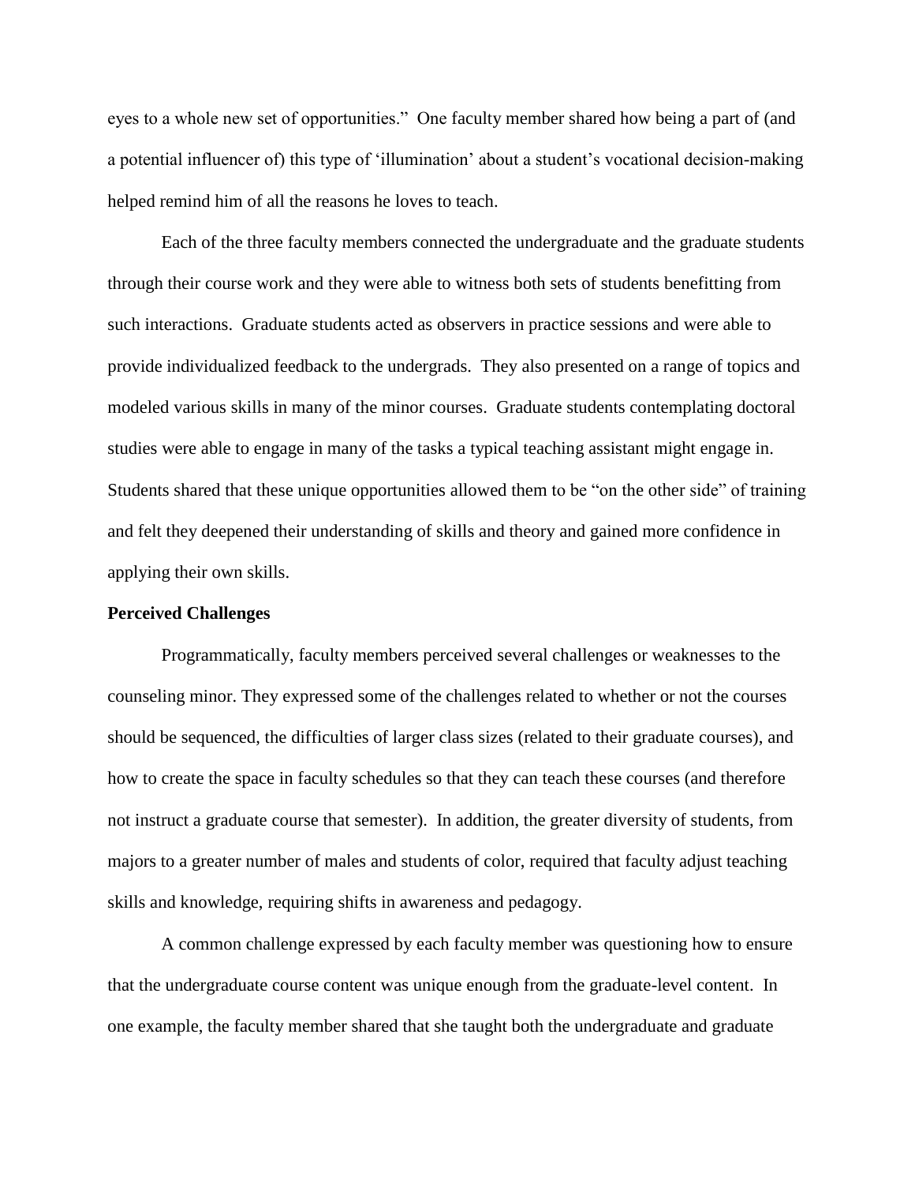eyes to a whole new set of opportunities." One faculty member shared how being a part of (and a potential influencer of) this type of 'illumination' about a student's vocational decision-making helped remind him of all the reasons he loves to teach.

Each of the three faculty members connected the undergraduate and the graduate students through their course work and they were able to witness both sets of students benefitting from such interactions. Graduate students acted as observers in practice sessions and were able to provide individualized feedback to the undergrads. They also presented on a range of topics and modeled various skills in many of the minor courses. Graduate students contemplating doctoral studies were able to engage in many of the tasks a typical teaching assistant might engage in. Students shared that these unique opportunities allowed them to be "on the other side" of training and felt they deepened their understanding of skills and theory and gained more confidence in applying their own skills.

**Perceived Challenges**

Programmatically, faculty members perceived several challenges or weaknesses to the counseling minor. They expressed some of the challenges related to whether or not the courses should be sequenced, the difficulties of larger class sizes (related to their graduate courses), and how to create the space in faculty schedules so that they can teach these courses (and therefore not instruct a graduate course that semester). In addition, the greater diversity of students, from majors to a greater number of males and students of color, required that faculty adjust teaching skills and knowledge, requiring shifts in awareness and pedagogy.

A common challenge expressed by each faculty member was questioning how to ensure that the undergraduate course content was unique enough from the graduate-level content. In one example, the faculty member shared that she taught both the undergraduate and graduate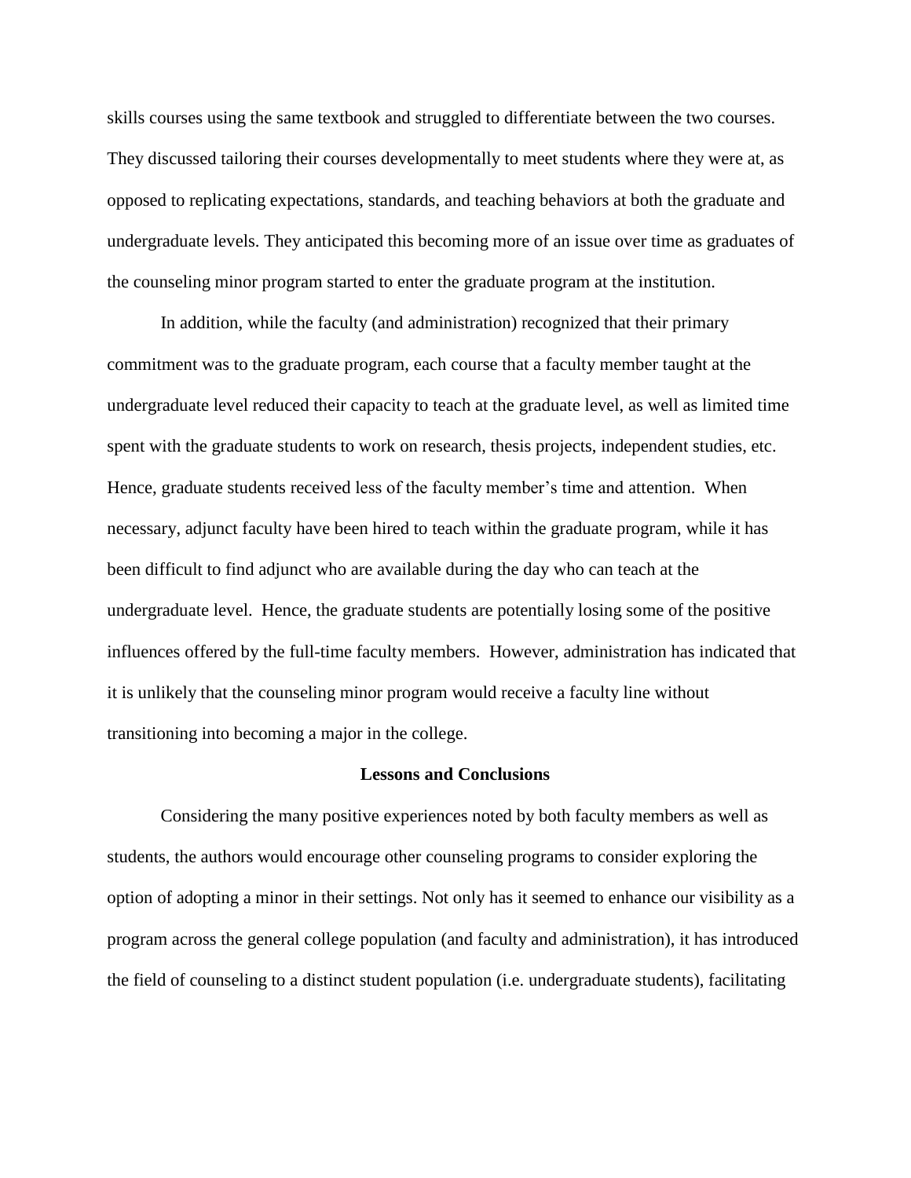skills courses using the same textbook and struggled to differentiate between the two courses. They discussed tailoring their courses developmentally to meet students where they were at, as opposed to replicating expectations, standards, and teaching behaviors at both the graduate and undergraduate levels. They anticipated this becoming more of an issue over time as graduates of the counseling minor program started to enter the graduate program at the institution.

In addition, while the faculty (and administration) recognized that their primary commitment was to the graduate program, each course that a faculty member taught at the undergraduate level reduced their capacity to teach at the graduate level, as well as limited time spent with the graduate students to work on research, thesis projects, independent studies, etc. Hence, graduate students received less of the faculty member's time and attention. When necessary, adjunct faculty have been hired to teach within the graduate program, while it has been difficult to find adjunct who are available during the day who can teach at the undergraduate level. Hence, the graduate students are potentially losing some of the positive influences offered by the full-time faculty members. However, administration has indicated that it is unlikely that the counseling minor program would receive a faculty line without transitioning into becoming a major in the college.

## Lessons and Conclusions

Considering the many positive experiences noted by both faculty members as well as students, the authors would encourage other counseling programs to consider exploring the option of adopting a minor in their settings. Not only has it seemed to enhance our visibility as a program across the general college population (and faculty and administration), it has introduced the field of counseling to a distinct student population (i.e. undergraduate students), facilitating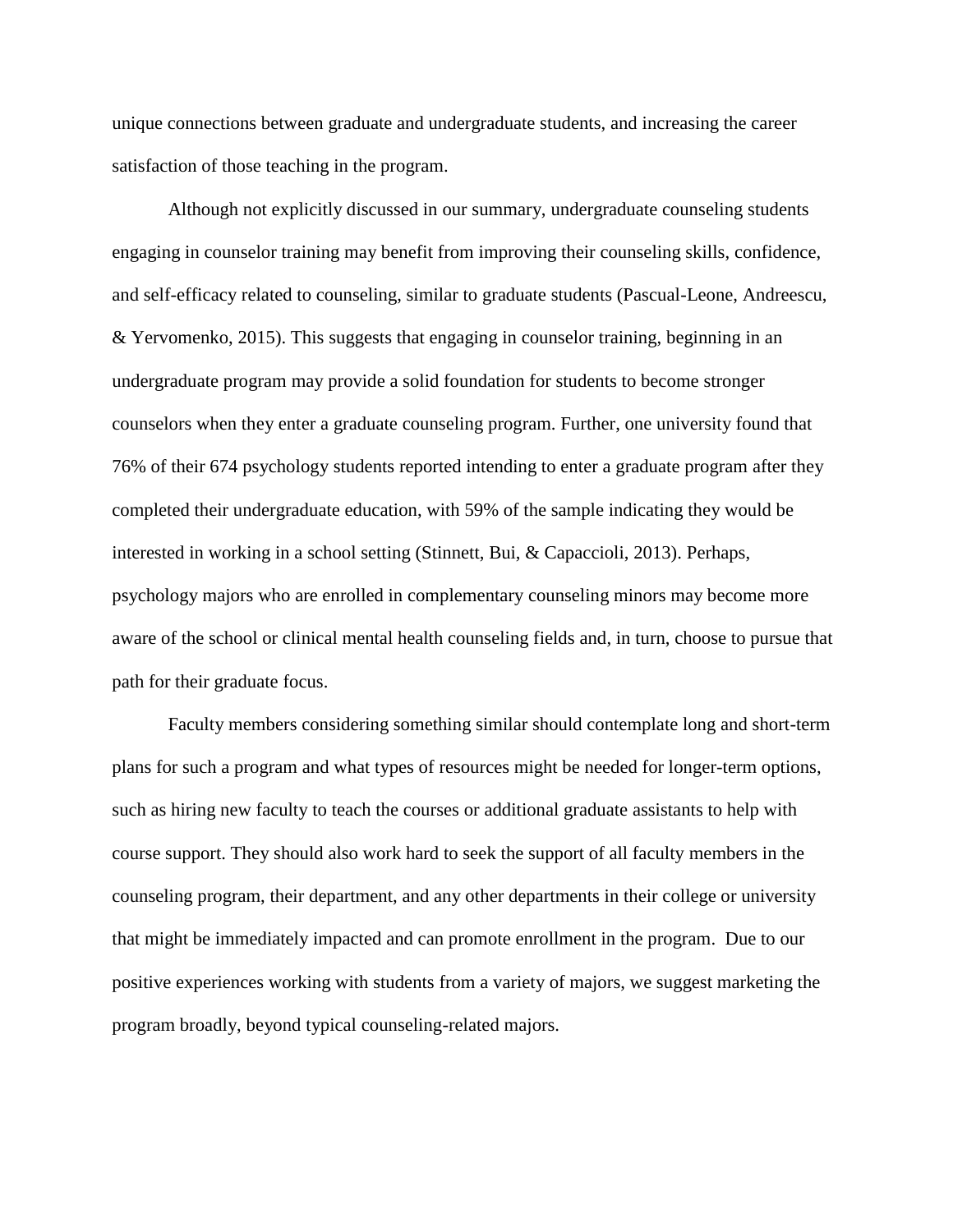unique connections between graduate and undergraduate students, and increasing the career satisfaction of those teaching in the program.

Although not explicitly discussed in our summary, undergraduate counseling students engaging in counselor training may benefit from improving their counseling skills, confidence, and self-efficacy related to counseling, similar to graduate students (Pascual-Leone, Andreescu, & Yervomenko, 2015). This suggests that engaging in counselor training, beginning in an undergraduate program may provide a solid foundation for students to become stronger counselors when they enter a graduate counseling program. Further, one university found that 76% of their 674 psychology students reported intending to enter a graduate program after they completed their undergraduate education, with 59% of the sample indicating they would be interested in working in a school setting (Stinnett, Bui, & Capaccioli, 2013). Perhaps, psychology majors who are enrolled in complementary counseling minors may become more aware of the school or clinical mental health counseling fields and, in turn, choose to pursue that path for their graduate focus.

Faculty members considering something similar should contemplate long and short-term plans for such a program and what types of resources might be needed for longer-term options, such as hiring new faculty to teach the courses or additional graduate assistants to help with course support. They should also work hard to seek the support of all faculty members in the counseling program, their department, and any other departments in their college or university that might be immediately impacted and can promote enrollment in the program. Due to our positive experiences working with students from a variety of majors, we suggest marketing the program broadly, beyond typical counseling-related majors.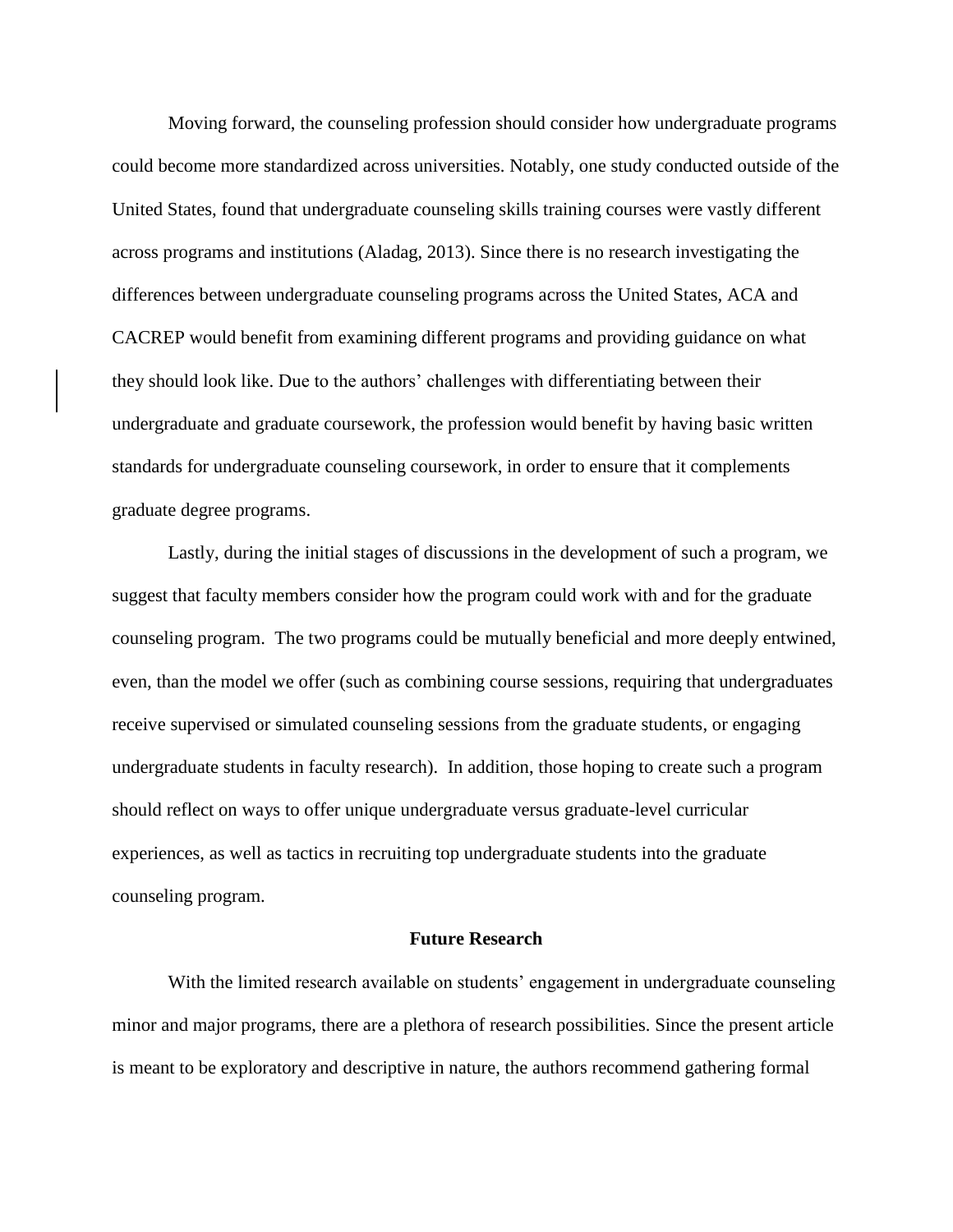Moving forward, the counseling profession should consider how undergraduate programs could become more standardized across universities. Notably, one study conducted outside of the United States, found that undergraduate counseling skills training courses were vastly different across programs and institutions (Aladag, 2013). Since there is no research investigating the differences between undergraduate counseling programs across the United States, ACA and CACREP would benefit from examining different programs and providing guidance on what they should look like. Due to the authors' challenges with differentiating between their undergraduate and graduate coursework, the profession would benefit by having basic written standards for undergraduate counseling coursework, in order to ensure that it complements graduate degree programs.

Lastly, during the initial stages of discussions in the development of such a program, we suggest that faculty members consider how the program could work with and for the graduate counseling program. The two programs could be mutually beneficial and more deeply entwined, even, than the model we offer (such as combining course sessions, requiring that undergraduates receive supervised or simulated counseling sessions from the graduate students, or engaging undergraduate students in faculty research). In addition, those hoping to create such a program should reflect on ways to offer unique undergraduate versus graduate-level curricular experiences, as well as tactics in recruiting top undergraduate students into the graduate counseling program.

## Future Research

With the limited research available on students' engagement in undergraduate counseling minor and major programs, there are a plethora of research possibilities. Since the present article is meant to be exploratory and descriptive in nature, the authors recommend gathering formal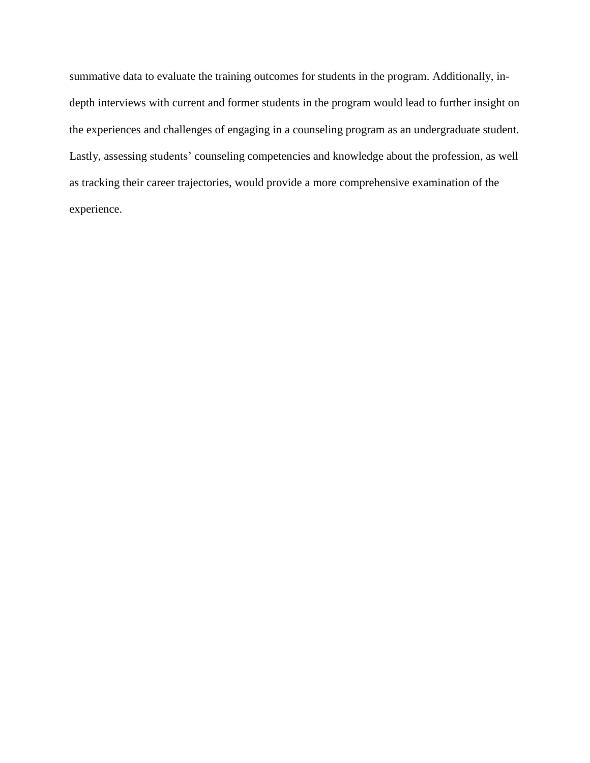summative data to evaluate the training outcomes for students in the program. Additionally, in-depth interviews with current and former students in the program would lead to further insight on the experiences and challenges of engaging in a counseling program as an undergraduate student. Lastly, assessing students' counseling competencies and knowledge about the profession, as well as tracking their career trajectories, would provide a more comprehensive examination of the experience.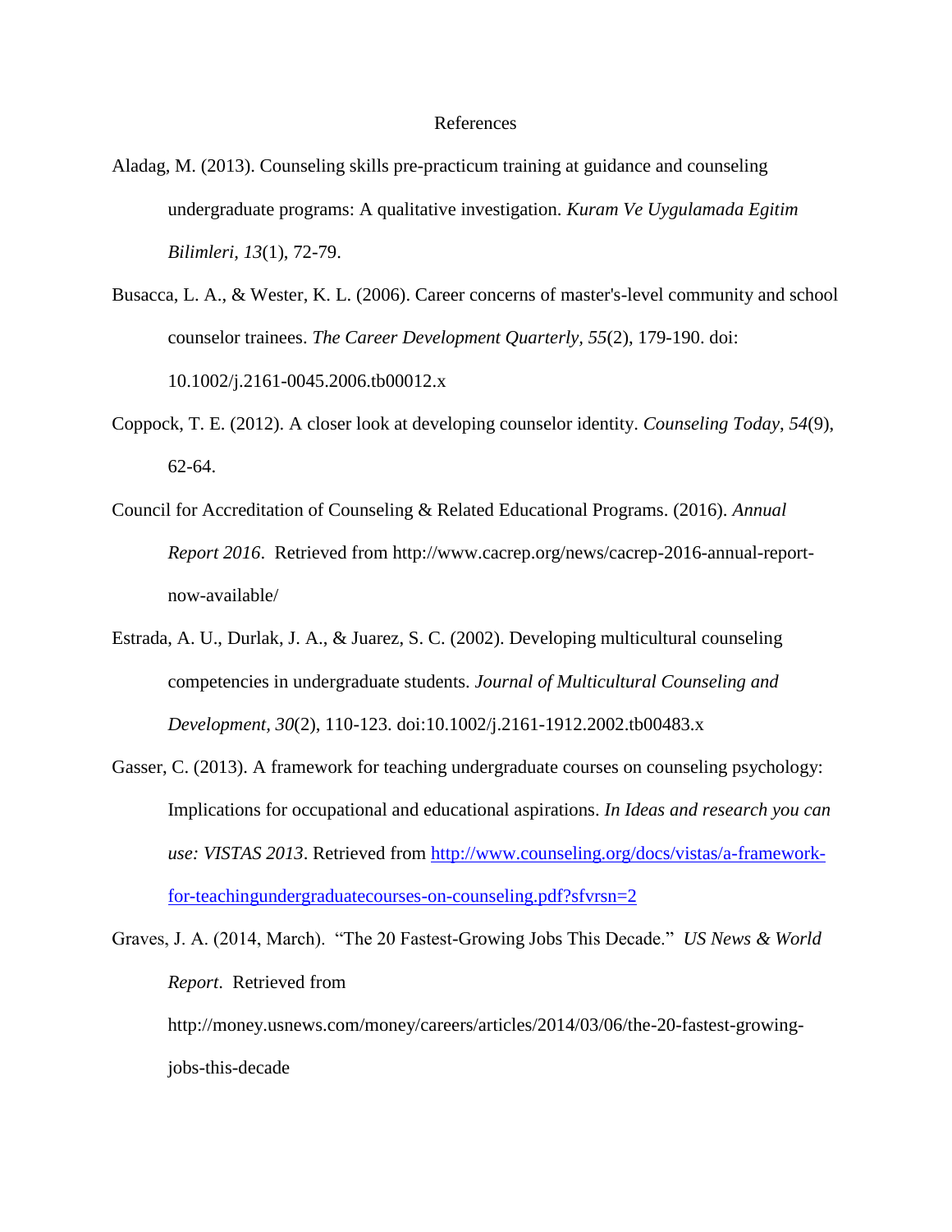# References

Aladag, M. (2013). Counseling skills pre-practicum training at guidance and counseling undergraduate programs: A qualitative investigation. *Kuram Ve Uygulamada Egitim Bilimleri, 13*(1), 72-79.

Busacca, L. A., & Wester, K. L. (2006). Career concerns of master's-level community and school counselor trainees. *The Career Development Quarterly, 55*(2), 179-190. doi: 10.1002/j.2161-0045.2006.tb00012.x

Coppock, T. E. (2012). A closer look at developing counselor identity. *Counseling Today, 54*(9), 62-64.

Council for Accreditation of Counseling & Related Educational Programs. (2016). *Annual Report 2016*. Retrieved from http://www.cacrep.org/news/cacrep-2016-annual-report-now-available/

Estrada, A. U., Durlak, J. A., & Juarez, S. C. (2002). Developing multicultural counseling competencies in undergraduate students. *Journal of Multicultural Counseling and Development, 30*(2), 110-123. doi:10.1002/j.2161-1912.2002.tb00483.x

Gasser, C. (2013). A framework for teaching undergraduate courses on counseling psychology: Implications for occupational and educational aspirations. *In Ideas and research you can use: VISTAS 2013*. Retrieved from http://www.counseling.org/docs/vistas/a-framework-for-teachingundergraduatecourses-on-counseling.pdf?sfvrsn=2

Graves, J. A. (2014, March). "The 20 Fastest-Growing Jobs This Decade." *US News & World Report*. Retrieved from http://money.usnews.com/money/careers/articles/2014/03/06/the-20-fastest-growing-jobs-this-decade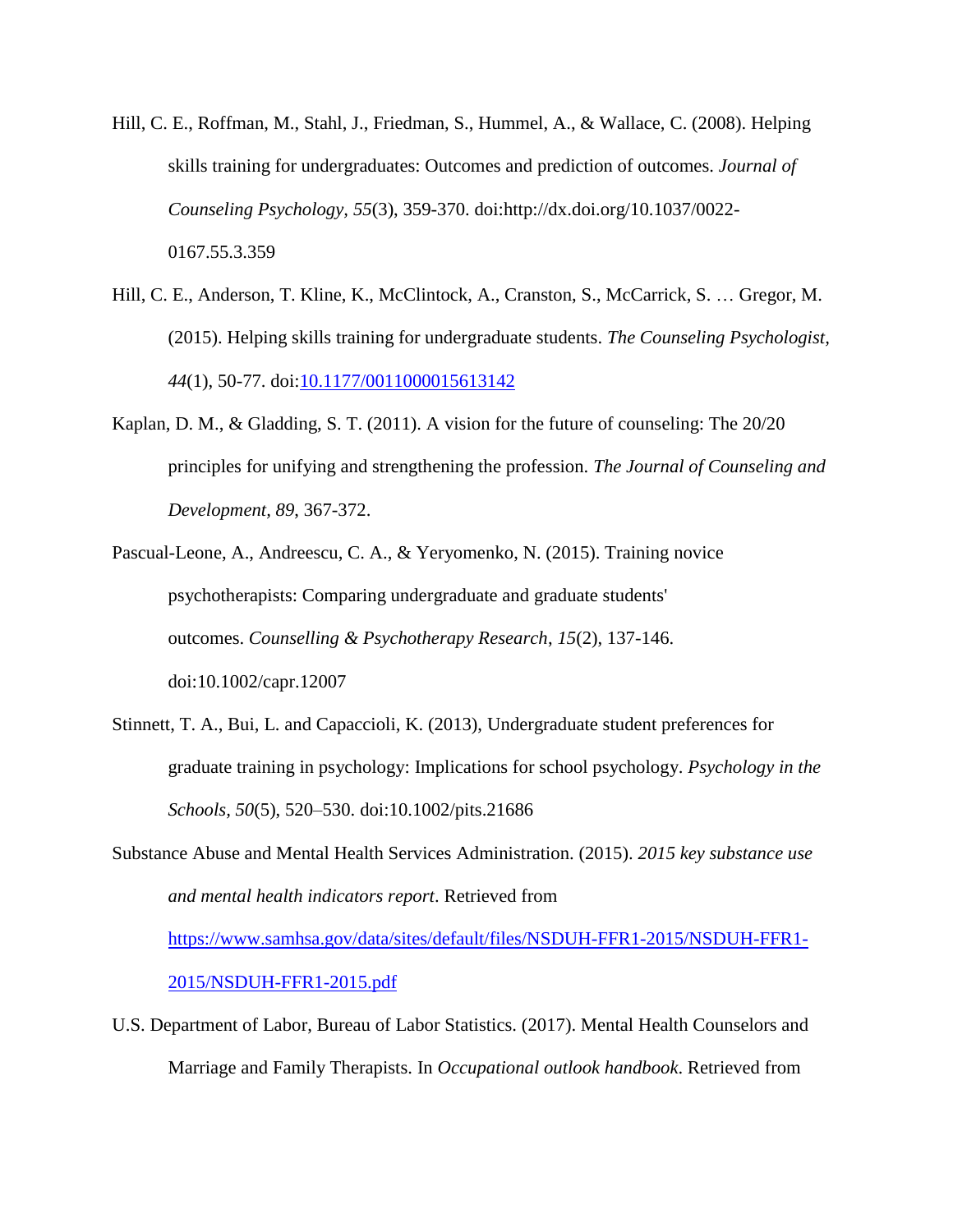Hill, C. E., Roffman, M., Stahl, J., Friedman, S., Hummel, A., & Wallace, C. (2008). Helping skills training for undergraduates: Outcomes and prediction of outcomes. *Journal of Counseling Psychology, 55*(3), 359-370. doi:http://dx.doi.org/10.1037/0022-0167.55.3.359

Hill, C. E., Anderson, T. Kline, K., McClintock, A., Cranston, S., McCarrick, S. … Gregor, M. (2015). Helping skills training for undergraduate students. *The Counseling Psychologist*, *44*(1), 50-77. doi:[10.1177/0011000015613142](10.1177/0011000015613142)

Kaplan, D. M., & Gladding, S. T. (2011). A vision for the future of counseling: The 20/20 principles for unifying and strengthening the profession. *The Journal of Counseling and Development, 89*, 367-372.

Pascual-Leone, A., Andreescu, C. A., & Yeryomenko, N. (2015). Training novice psychotherapists: Comparing undergraduate and graduate students' outcomes. *Counselling & Psychotherapy Research*, *15*(2), 137-146. doi:10.1002/capr.12007

Stinnett, T. A., Bui, L. and Capaccioli, K. (2013), Undergraduate student preferences for graduate training in psychology: Implications for school psychology. *Psychology in the Schools, 50*(5), 520–530. doi:10.1002/pits.21686

Substance Abuse and Mental Health Services Administration. (2015). *2015 key substance use and mental health indicators report*. Retrieved from [https://www.samhsa.gov/data/sites/default/files/NSDUH-FFR1-2015/NSDUH-FFR1-2015/NSDUH-FFR1-2015.pdf](https://www.samhsa.gov/data/sites/default/files/NSDUH-FFR1-2015/NSDUH-FFR1-2015/NSDUH-FFR1-2015.pdf)

U.S. Department of Labor, Bureau of Labor Statistics. (2017). Mental Health Counselors and Marriage and Family Therapists. In *Occupational outlook handbook*. Retrieved from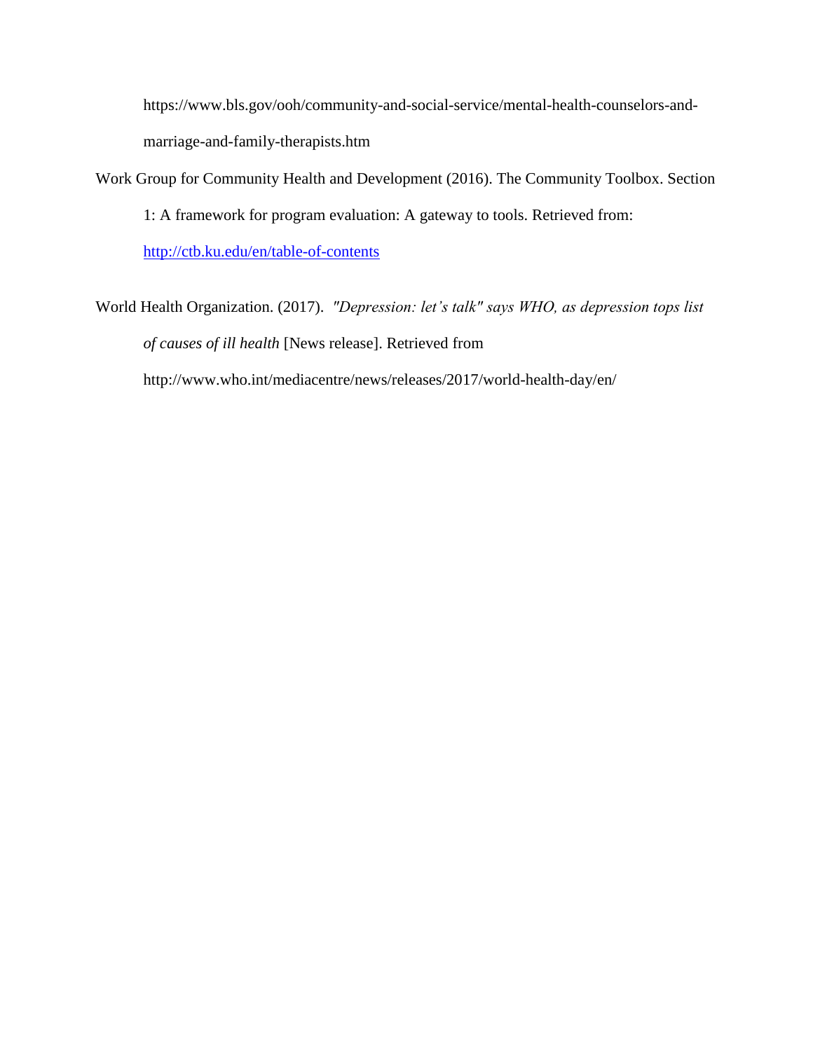https://www.bls.gov/ooh/community-and-social-service/mental-health-counselors-and-marriage-and-family-therapists.htm

Work Group for Community Health and Development (2016). The Community Toolbox. Section 1: A framework for program evaluation: A gateway to tools. Retrieved from: http://ctb.ku.edu/en/table-of-contents

World Health Organization. (2017). *"Depression: let's talk" says WHO, as depression tops list of causes of ill health* [News release]. Retrieved from http://www.who.int/mediacentre/news/releases/2017/world-health-day/en/